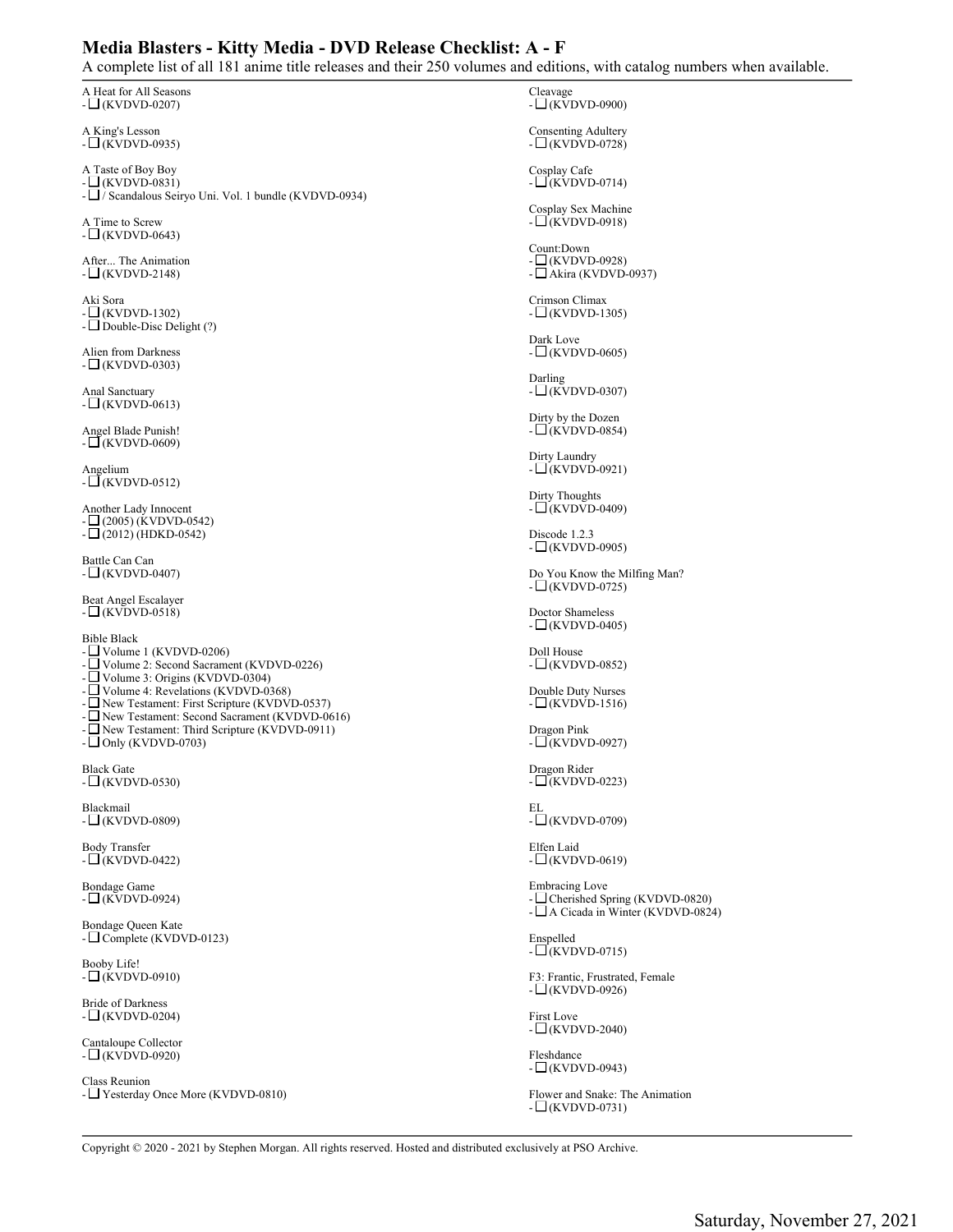# Media Blasters - Kitty Media - DVD Release Checklist: A - F

A complete list of all 181 anime title releases and their 250 volumes and editions, with catalog numbers when available.

A Heat for All Seasons
- ☐ (KVDVD-0207)

A King's Lesson
- ☐ (KVDVD-0935)

A Taste of Boy Boy
- ☐ (KVDVD-0831)
- ☐ / Scandalous Seiryo Uni. Vol. 1 bundle (KVDVD-0934)

A Time to Screw
- ☐ (KVDVD-0643)

After... The Animation
- ☐ (KVDVD-2148)

Aki Sora
- ☐ (KVDVD-1302)
- ☐ Double-Disc Delight (?)

Alien from Darkness
- ☐ (KVDVD-0303)

Anal Sanctuary
- ☐ (KVDVD-0613)

Angel Blade Punish!
- ☐ (KVDVD-0609)

Angelium
- ☐ (KVDVD-0512)

Another Lady Innocent
- ☐ (2005) (KVDVD-0542)
- ☐ (2012) (HDKD-0542)

Battle Can Can
- ☐ (KVDVD-0407)

Beat Angel Escalayer
- ☐ (KVDVD-0518)

Bible Black
- ☐ Volume 1 (KVDVD-0206)
- ☐ Volume 2: Second Sacrament (KVDVD-0226)
- ☐ Volume 3: Origins (KVDVD-0304)
- ☐ Volume 4: Revelations (KVDVD-0368)
- ☐ New Testament: First Scripture (KVDVD-0537)
- ☐ New Testament: Second Sacrament (KVDVD-0616)
- ☐ New Testament: Third Scripture (KVDVD-0911)
- ☐ Only (KVDVD-0703)

Black Gate
- ☐ (KVDVD-0530)

Blackmail
- ☐ (KVDVD-0809)

Body Transfer
- ☐ (KVDVD-0422)

Bondage Game
- ☐ (KVDVD-0924)

Bondage Queen Kate
- ☐ Complete (KVDVD-0123)

Booby Life!
- ☐ (KVDVD-0910)

Bride of Darkness
- ☐ (KVDVD-0204)

Cantaloupe Collector
- ☐ (KVDVD-0920)

Class Reunion
- ☐ Yesterday Once More (KVDVD-0810)

Cleavage
- ☐ (KVDVD-0900)

Consenting Adultery
- ☐ (KVDVD-0728)

Cosplay Cafe
- ☐ (KVDVD-0714)

Cosplay Sex Machine
- ☐ (KVDVD-0918)

Count:Down
- ☐ (KVDVD-0928)
- ☐ Akira (KVDVD-0937)

Crimson Climax
- ☐ (KVDVD-1305)

Dark Love
- ☐ (KVDVD-0605)

Darling
- ☐ (KVDVD-0307)

Dirty by the Dozen
- ☐ (KVDVD-0854)

Dirty Laundry
- ☐ (KVDVD-0921)

Dirty Thoughts
- ☐ (KVDVD-0409)

Discode 1.2.3
- ☐ (KVDVD-0905)

Do You Know the Milfing Man?
- ☐ (KVDVD-0725)

Doctor Shameless
- ☐ (KVDVD-0405)

Doll House
- ☐ (KVDVD-0852)

Double Duty Nurses
- ☐ (KVDVD-1516)

Dragon Pink
- ☐ (KVDVD-0927)

Dragon Rider
- ☐ (KVDVD-0223)

EL
- ☐ (KVDVD-0709)

Elfen Laid
- ☐ (KVDVD-0619)

Embracing Love
- ☐ Cherished Spring (KVDVD-0820)
- ☐ A Cicada in Winter (KVDVD-0824)

Enspelled
- ☐ (KVDVD-0715)

F3: Frantic, Frustrated, Female
- ☐ (KVDVD-0926)

First Love
- ☐ (KVDVD-2040)

Fleshdance
- ☐ (KVDVD-0943)

Flower and Snake: The Animation
- ☐ (KVDVD-0731)

Copyright © 2020 - 2021 by Stephen Morgan. All rights reserved. Hosted and distributed exclusively at PSO Archive.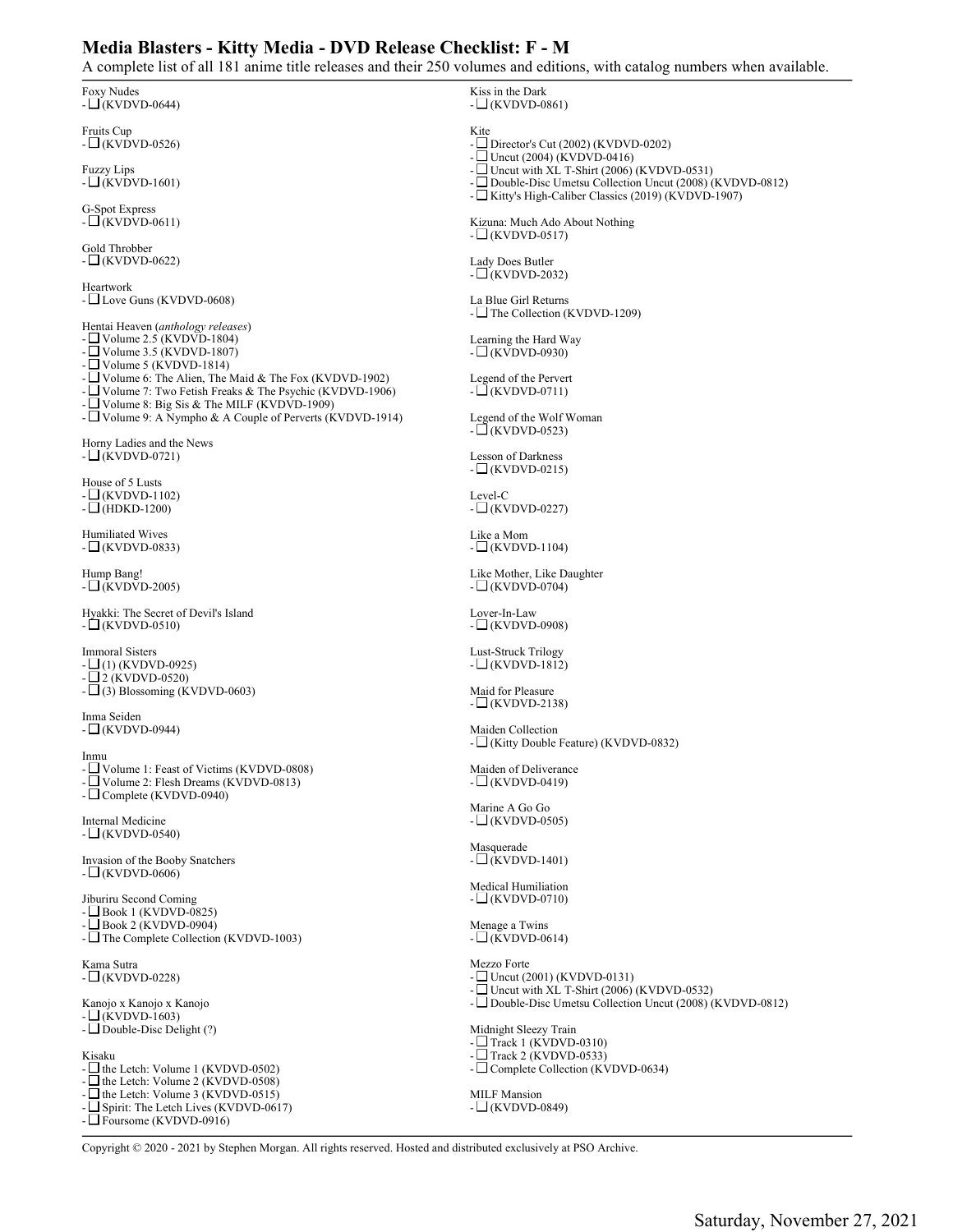# Media Blasters - Kitty Media - DVD Release Checklist: F - M

A complete list of all 181 anime title releases and their 250 volumes and editions, with catalog numbers when available.

Foxy Nudes
- ❑ (KVDVD-0644)

Fruits Cup
- ❑ (KVDVD-0526)

Fuzzy Lips
- ❑ (KVDVD-1601)

G-Spot Express
- ❑ (KVDVD-0611)

Gold Throbber
- ❑ (KVDVD-0622)

Heartwork
- ❑ Love Guns (KVDVD-0608)

Hentai Heaven (*anthology releases*)
- ❑ Volume 2.5 (KVDVD-1804)
- ❑ Volume 3.5 (KVDVD-1807)
- ❑ Volume 5 (KVDVD-1814)
- ❑ Volume 6: The Alien, The Maid & The Fox (KVDVD-1902)
- ❑ Volume 7: Two Fetish Freaks & The Psychic (KVDVD-1906)
- ❑ Volume 8: Big Sis & The MILF (KVDVD-1909)
- ❑ Volume 9: A Nympho & A Couple of Perverts (KVDVD-1914)

Horny Ladies and the News
- ❑ (KVDVD-0721)

House of 5 Lusts
- ❑ (KVDVD-1102)
- ❑ (HDKD-1200)

Humiliated Wives
- ❑ (KVDVD-0833)

Hump Bang!
- ❑ (KVDVD-2005)

Hyakki: The Secret of Devil's Island
- ❑ (KVDVD-0510)

Immoral Sisters
- ❑ (1) (KVDVD-0925)
- ❑ 2 (KVDVD-0520)
- ❑ (3) Blossoming (KVDVD-0603)

Inma Seiden
- ❑ (KVDVD-0944)

Inmu
- ❑ Volume 1: Feast of Victims (KVDVD-0808)
- ❑ Volume 2: Flesh Dreams (KVDVD-0813)
- ❑ Complete (KVDVD-0940)

Internal Medicine
- ❑ (KVDVD-0540)

Invasion of the Booby Snatchers
- ❑ (KVDVD-0606)

Jiburiru Second Coming
- ❑ Book 1 (KVDVD-0825)
- ❑ Book 2 (KVDVD-0904)
- ❑ The Complete Collection (KVDVD-1003)

Kama Sutra
- ❑ (KVDVD-0228)

Kanojo x Kanojo x Kanojo
- ❑ (KVDVD-1603)
- ❑ Double-Disc Delight (?)

Kisaku
- ❑ the Letch: Volume 1 (KVDVD-0502)
- ❑ the Letch: Volume 2 (KVDVD-0508)
- ❑ the Letch: Volume 3 (KVDVD-0515)
- ❑ Spirit: The Letch Lives (KVDVD-0617)
- ❑ Foursome (KVDVD-0916)

Kiss in the Dark
- ❑ (KVDVD-0861)

Kite
- ❑ Director's Cut (2002) (KVDVD-0202)
- ❑ Uncut (2004) (KVDVD-0416)
- ❑ Uncut with XL T-Shirt (2006) (KVDVD-0531)
- ❑ Double-Disc Umetsu Collection Uncut (2008) (KVDVD-0812)
- ❑ Kitty's High-Caliber Classics (2019) (KVDVD-1907)

Kizuna: Much Ado About Nothing
- ❑ (KVDVD-0517)

Lady Does Butler
- ❑ (KVDVD-2032)

La Blue Girl Returns
- ❑ The Collection (KVDVD-1209)

Learning the Hard Way
- ❑ (KVDVD-0930)

Legend of the Pervert
- ❑ (KVDVD-0711)

Legend of the Wolf Woman
- ❑ (KVDVD-0523)

Lesson of Darkness
- ❑ (KVDVD-0215)

Level-C
- ❑ (KVDVD-0227)

Like a Mom
- ❑ (KVDVD-1104)

Like Mother, Like Daughter
- ❑ (KVDVD-0704)

Lover-In-Law
- ❑ (KVDVD-0908)

Lust-Struck Trilogy
- ❑ (KVDVD-1812)

Maid for Pleasure
- ❑ (KVDVD-2138)

Maiden Collection
- ❑ (Kitty Double Feature) (KVDVD-0832)

Maiden of Deliverance
- ❑ (KVDVD-0419)

Marine A Go Go
- ❑ (KVDVD-0505)

Masquerade
- ❑ (KVDVD-1401)

Medical Humiliation
- ❑ (KVDVD-0710)

Menage a Twins
- ❑ (KVDVD-0614)

Mezzo Forte
- ❑ Uncut (2001) (KVDVD-0131)
- ❑ Uncut with XL T-Shirt (2006) (KVDVD-0532)
- ❑ Double-Disc Umetsu Collection Uncut (2008) (KVDVD-0812)

Midnight Sleezy Train
- ❑ Track 1 (KVDVD-0310)
- ❑ Track 2 (KVDVD-0533)
- ❑ Complete Collection (KVDVD-0634)

MILF Mansion
- ❑ (KVDVD-0849)

Copyright © 2020 - 2021 by Stephen Morgan. All rights reserved. Hosted and distributed exclusively at PSO Archive.

Saturday, November 27, 2021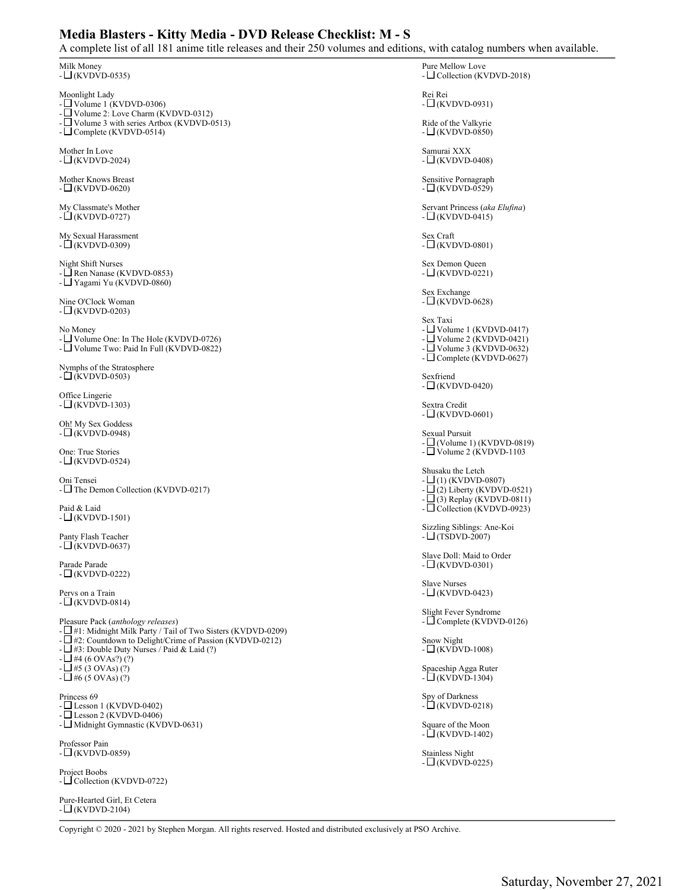# Media Blasters - Kitty Media - DVD Release Checklist: M - S

A complete list of all 181 anime title releases and their 250 volumes and editions, with catalog numbers when available.

Milk Money
- ❑ (KVDVD-0535)

Moonlight Lady
- ❑ Volume 1 (KVDVD-0306)
- ❑ Volume 2: Love Charm (KVDVD-0312)
- ❑ Volume 3 with series Artbox (KVDVD-0513)
- ❑ Complete (KVDVD-0514)

Mother In Love
- ❑ (KVDVD-2024)

Mother Knows Breast
- ❑ (KVDVD-0620)

My Classmate's Mother
- ❑ (KVDVD-0727)

My Sexual Harassment
- ❑ (KVDVD-0309)

Night Shift Nurses
- ❑ Ren Nanase (KVDVD-0853)
- ❑ Yagami Yu (KVDVD-0860)

Nine O'Clock Woman
- ❑ (KVDVD-0203)

No Money
- ❑ Volume One: In The Hole (KVDVD-0726)
- ❑ Volume Two: Paid In Full (KVDVD-0822)

Nymphs of the Stratosphere
- ❑ (KVDVD-0503)

Office Lingerie
- ❑ (KVDVD-1303)

Oh! My Sex Goddess
- ❑ (KVDVD-0948)

One: True Stories
- ❑ (KVDVD-0524)

Oni Tensei
- ❑ The Demon Collection (KVDVD-0217)

Paid & Laid
- ❑ (KVDVD-1501)

Panty Flash Teacher
- ❑ (KVDVD-0637)

Parade Parade
- ❑ (KVDVD-0222)

Pervs on a Train
- ❑ (KVDVD-0814)

Pleasure Pack (*anthology releases*)
- ❑ #1: Midnight Milk Party / Tail of Two Sisters (KVDVD-0209)
- ❑ #2: Countdown to Delight/Crime of Passion (KVDVD-0212)
- ❑ #3: Double Duty Nurses / Paid & Laid (?)
- ❑ #4 (6 OVAs?) (?)
- ❑ #5 (3 OVAs) (?)
- ❑ #6 (5 OVAs) (?)

Princess 69
- ❑ Lesson 1 (KVDVD-0402)
- ❑ Lesson 2 (KVDVD-0406)
- ❑ Midnight Gymnastic (KVDVD-0631)

Professor Pain
- ❑ (KVDVD-0859)

Project Boobs
- ❑ Collection (KVDVD-0722)

Pure-Hearted Girl, Et Cetera
- ❑ (KVDVD-2104)

Pure Mellow Love
- ❑ Collection (KVDVD-2018)

Rei Rei
- ❑ (KVDVD-0931)

Ride of the Valkyrie
- ❑ (KVDVD-0850)

Samurai XXX
- ❑ (KVDVD-0408)

Sensitive Pornagraph
- ❑ (KVDVD-0529)

Servant Princess (*aka Elufina*)
- ❑ (KVDVD-0415)

Sex Craft
- ❑ (KVDVD-0801)

Sex Demon Queen
- ❑ (KVDVD-0221)

Sex Exchange
- ❑ (KVDVD-0628)

Sex Taxi
- ❑ Volume 1 (KVDVD-0417)
- ❑ Volume 2 (KVDVD-0421)
- ❑ Volume 3 (KVDVD-0632)
- ❑ Complete (KVDVD-0627)

Sexfriend
- ❑ (KVDVD-0420)

Sextra Credit
- ❑ (KVDVD-0601)

Sexual Pursuit
- ❑ (Volume 1) (KVDVD-0819)
- ❑ Volume 2 (KVDVD-1103

Shusaku the Letch
- ❑ (1) (KVDVD-0807)
- ❑ (2) Liberty (KVDVD-0521)
- ❑ (3) Replay (KVDVD-0811)
- ❑ Collection (KVDVD-0923)

Sizzling Siblings: Ane-Koi
- ❑ (TSDVD-2007)

Slave Doll: Maid to Order
- ❑ (KVDVD-0301)

Slave Nurses
- ❑ (KVDVD-0423)

Slight Fever Syndrome
- ❑ Complete (KVDVD-0126)

Snow Night
- ❑ (KVDVD-1008)

Spaceship Agga Ruter
- ❑ (KVDVD-1304)

Spy of Darkness
- ❑ (KVDVD-0218)

Square of the Moon
- ❑ (KVDVD-1402)

Stainless Night
- ❑ (KVDVD-0225)

Copyright © 2020 - 2021 by Stephen Morgan. All rights reserved. Hosted and distributed exclusively at PSO Archive.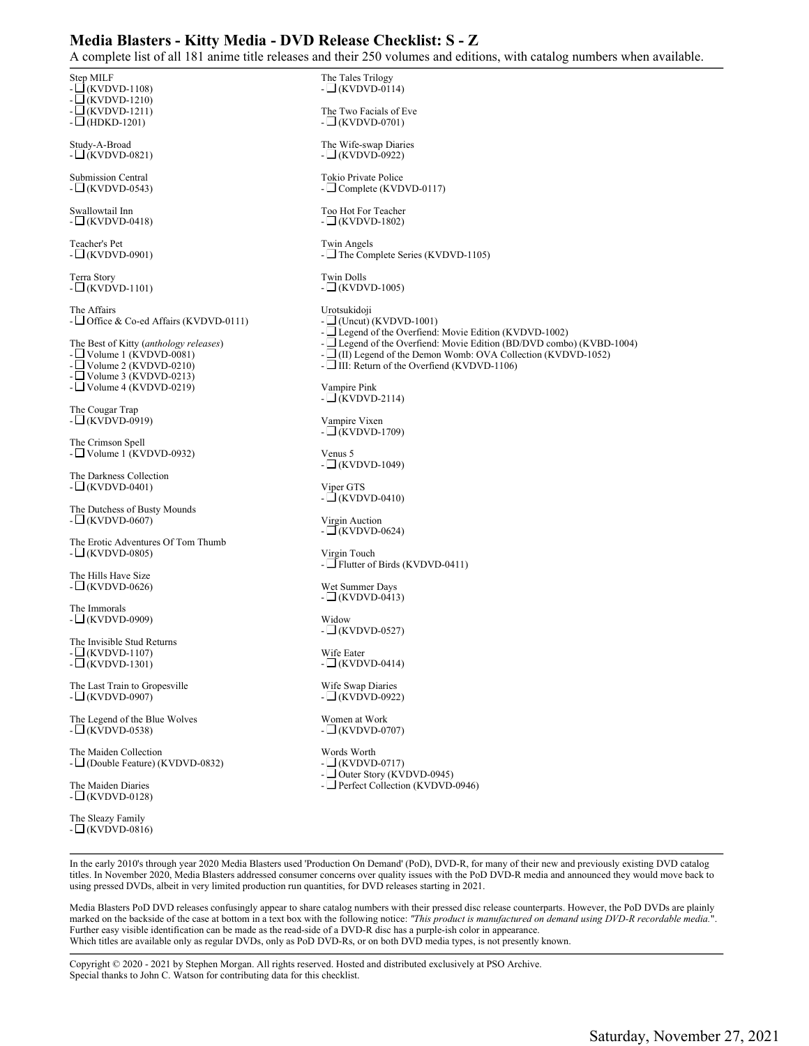## Media Blasters - Kitty Media - DVD Release Checklist: S - Z

A complete list of all 181 anime title releases and their 250 volumes and editions, with catalog numbers when available.

Step MILF
- ❑ (KVDVD-1108)
- ❑ (KVDVD-1210)
- ❑ (KVDVD-1211)
- ❑ (HDKD-1201)

Study-A-Broad
- ❑ (KVDVD-0821)

Submission Central
- ❑ (KVDVD-0543)

Swallowtail Inn
- ❑ (KVDVD-0418)

Teacher's Pet
- ❑ (KVDVD-0901)

Terra Story
- ❑ (KVDVD-1101)

The Affairs
- ❑ Office & Co-ed Affairs (KVDVD-0111)

The Best of Kitty (*anthology releases*)
- ❑ Volume 1 (KVDVD-0081)
- ❑ Volume 2 (KVDVD-0210)
- ❑ Volume 3 (KVDVD-0213)
- ❑ Volume 4 (KVDVD-0219)

The Cougar Trap
- ❑ (KVDVD-0919)

The Crimson Spell
- ❑ Volume 1 (KVDVD-0932)

The Darkness Collection
- ❑ (KVDVD-0401)

The Dutchess of Busty Mounds
- ❑ (KVDVD-0607)

The Erotic Adventures Of Tom Thumb
- ❑ (KVDVD-0805)

The Hills Have Size
- ❑ (KVDVD-0626)

The Immorals
- ❑ (KVDVD-0909)

The Invisible Stud Returns
- ❑ (KVDVD-1107)
- ❑ (KVDVD-1301)

The Last Train to Gropesville
- ❑ (KVDVD-0907)

The Legend of the Blue Wolves
- ❑ (KVDVD-0538)

The Maiden Collection
- ❑ (Double Feature) (KVDVD-0832)

The Maiden Diaries
- ❑ (KVDVD-0128)

The Sleazy Family
- ❑ (KVDVD-0816)

The Tales Trilogy
- ❑ (KVDVD-0114)

The Two Facials of Eve
- ❑ (KVDVD-0701)

The Wife-swap Diaries
- ❑ (KVDVD-0922)

Tokio Private Police
- ❑ Complete (KVDVD-0117)

Too Hot For Teacher
- ❑ (KVDVD-1802)

Twin Angels
- ❑ The Complete Series (KVDVD-1105)

Twin Dolls
- ❑ (KVDVD-1005)

Urotsukidoji
- ❑ (Uncut) (KVDVD-1001)
- ❑ Legend of the Overfiend: Movie Edition (KVDVD-1002)
- ❑ Legend of the Overfiend: Movie Edition (BD/DVD combo) (KVBD-1004)
- ❑ (II) Legend of the Demon Womb: OVA Collection (KVDVD-1052)
- ❑ III: Return of the Overfiend (KVDVD-1106)

Vampire Pink
- ❑ (KVDVD-2114)

Vampire Vixen
- ❑ (KVDVD-1709)

Venus 5
- ❑ (KVDVD-1049)

Viper GTS
- ❑ (KVDVD-0410)

Virgin Auction
- ❑ (KVDVD-0624)

Virgin Touch
- ❑ Flutter of Birds (KVDVD-0411)

Wet Summer Days
- ❑ (KVDVD-0413)

Widow
- ❑ (KVDVD-0527)

Wife Eater
- ❑ (KVDVD-0414)

Wife Swap Diaries
- ❑ (KVDVD-0922)

Women at Work
- ❑ (KVDVD-0707)

Words Worth
- ❑ (KVDVD-0717)
- ❑ Outer Story (KVDVD-0945)
- ❑ Perfect Collection (KVDVD-0946)

---

In the early 2010's through year 2020 Media Blasters used 'Production On Demand' (PoD), DVD-R, for many of their new and previously existing DVD catalog titles. In November 2020, Media Blasters addressed consumer concerns over quality issues with the PoD DVD-R media and announced they would move back to using pressed DVDs, albeit in very limited production run quantities, for DVD releases starting in 2021.

Media Blasters PoD DVD releases confusingly appear to share catalog numbers with their pressed disc release counterparts. However, the PoD DVDs are plainly marked on the backside of the case at bottom in a text box with the following notice: *"This product is manufactured on demand using DVD-R recordable media."*. Further easy visible identification can be made as the read-side of a DVD-R disc has a purple-ish color in appearance.
Which titles are available only as regular DVDs, only as PoD DVD-Rs, or on both DVD media types, is not presently known.

---

Copyright © 2020 - 2021 by Stephen Morgan. All rights reserved. Hosted and distributed exclusively at PSO Archive.
Special thanks to John C. Watson for contributing data for this checklist.

Saturday, November 27, 2021